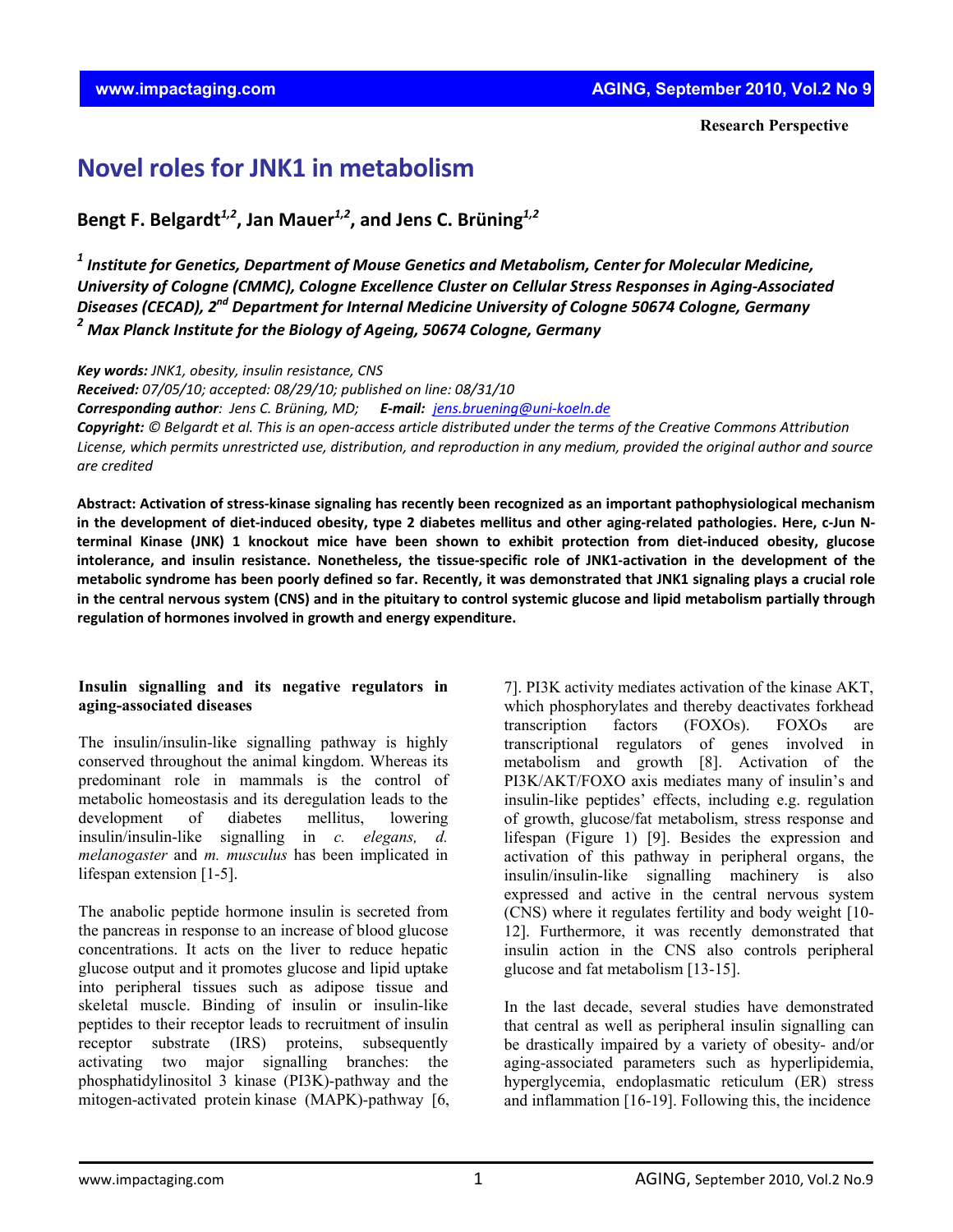Research Perspective

# Novel roles for JNK1 in metabolism

**Bengt F. Belgardt[1,2], Jan Mauer[1,2], and Jens C. Brüning[1,2]**

*[1] Institute for Genetics, Department of Mouse Genetics and Metabolism, Center for Molecular Medicine, University of Cologne (CMMC), Cologne Excellence Cluster on Cellular Stress Responses in Aging-Associated Diseases (CECAD), 2nd Department for Internal Medicine University of Cologne 50674 Cologne, Germany*
*[2] Max Planck Institute for the Biology of Ageing, 50674 Cologne, Germany*

***Key words:*** *JNK1, obesity, insulin resistance, CNS*
***Received:*** *07/05/10; accepted: 08/29/10; published on line: 08/31/10*
***Corresponding author****: Jens C. Brüning, MD;* ***E-mail:*** *jens.bruening@uni-koeln.de*
***Copyright:*** *© Belgardt et al. This is an open-access article distributed under the terms of the Creative Commons Attribution License, which permits unrestricted use, distribution, and reproduction in any medium, provided the original author and source are credited*

**Abstract: Activation of stress-kinase signaling has recently been recognized as an important pathophysiological mechanism in the development of diet-induced obesity, type 2 diabetes mellitus and other aging-related pathologies. Here, c-Jun N-terminal Kinase (JNK) 1 knockout mice have been shown to exhibit protection from diet-induced obesity, glucose intolerance, and insulin resistance. Nonetheless, the tissue-specific role of JNK1-activation in the development of the metabolic syndrome has been poorly defined so far. Recently, it was demonstrated that JNK1 signaling plays a crucial role in the central nervous system (CNS) and in the pituitary to control systemic glucose and lipid metabolism partially through regulation of hormones involved in growth and energy expenditure.**

## Insulin signalling and its negative regulators in aging-associated diseases

The insulin/insulin-like signalling pathway is highly conserved throughout the animal kingdom. Whereas its predominant role in mammals is the control of metabolic homeostasis and its deregulation leads to the development of diabetes mellitus, lowering insulin/insulin-like signalling in *c. elegans, d. melanogaster* and *m. musculus* has been implicated in lifespan extension [1-5].

The anabolic peptide hormone insulin is secreted from the pancreas in response to an increase of blood glucose concentrations. It acts on the liver to reduce hepatic glucose output and it promotes glucose and lipid uptake into peripheral tissues such as adipose tissue and skeletal muscle. Binding of insulin or insulin-like peptides to their receptor leads to recruitment of insulin receptor substrate (IRS) proteins, subsequently activating two major signalling branches: the phosphatidylinositol 3 kinase (PI3K)-pathway and the mitogen-activated protein kinase (MAPK)-pathway [6, 7]. PI3K activity mediates activation of the kinase AKT, which phosphorylates and thereby deactivates forkhead transcription factors (FOXOs). FOXOs are transcriptional regulators of genes involved in metabolism and growth [8]. Activation of the PI3K/AKT/FOXO axis mediates many of insulin's and insulin-like peptides' effects, including e.g. regulation of growth, glucose/fat metabolism, stress response and lifespan (Figure 1) [9]. Besides the expression and activation of this pathway in peripheral organs, the insulin/insulin-like signalling machinery is also expressed and active in the central nervous system (CNS) where it regulates fertility and body weight [10-12]. Furthermore, it was recently demonstrated that insulin action in the CNS also controls peripheral glucose and fat metabolism [13-15].

In the last decade, several studies have demonstrated that central as well as peripheral insulin signalling can be drastically impaired by a variety of obesity- and/or aging-associated parameters such as hyperlipidemia, hyperglycemia, endoplasmatic reticulum (ER) stress and inflammation [16-19]. Following this, the incidence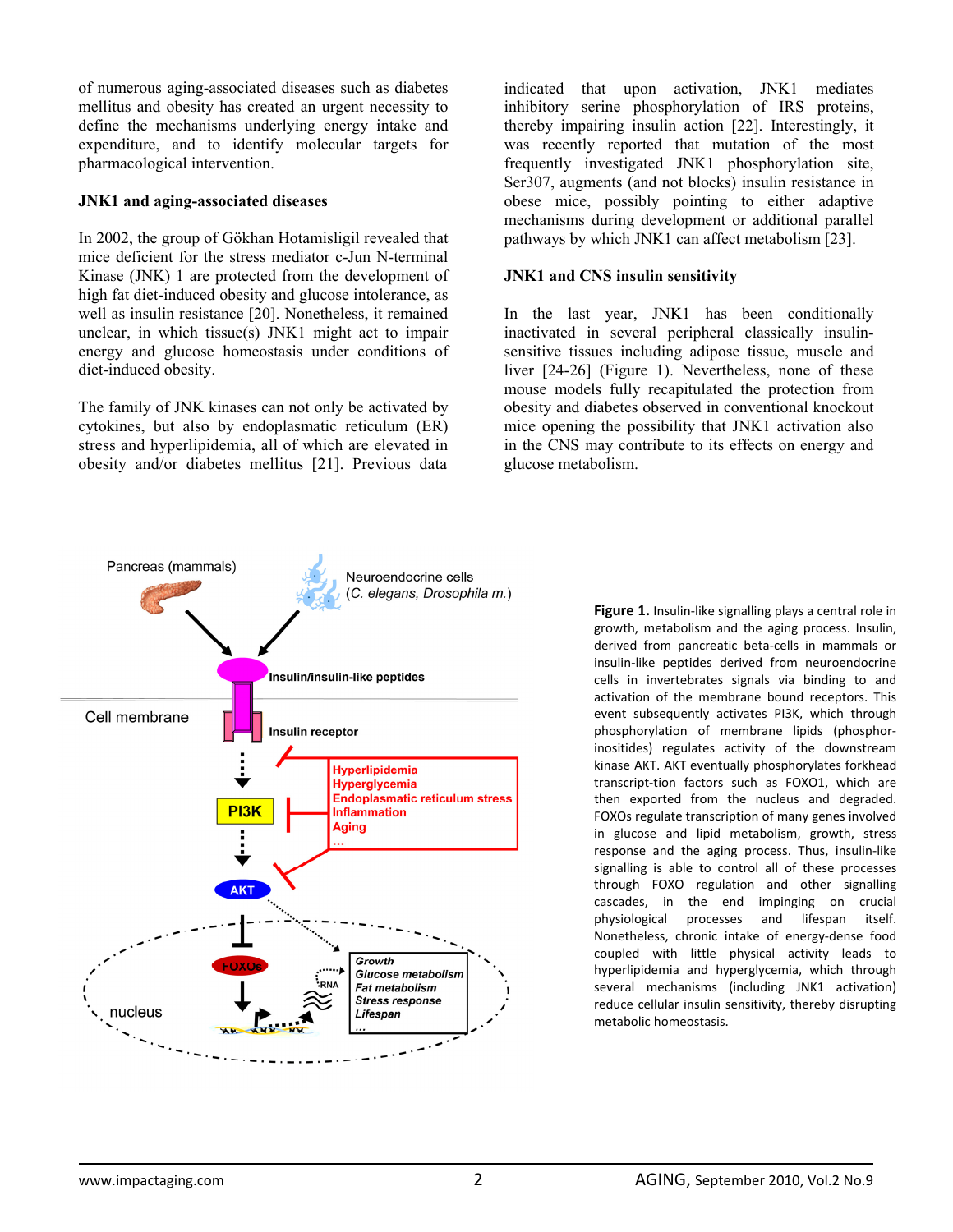of numerous aging-associated diseases such as diabetes mellitus and obesity has created an urgent necessity to define the mechanisms underlying energy intake and expenditure, and to identify molecular targets for pharmacological intervention.

### JNK1 and aging-associated diseases

In 2002, the group of Gökhan Hotamisligil revealed that mice deficient for the stress mediator c-Jun N-terminal Kinase (JNK) 1 are protected from the development of high fat diet-induced obesity and glucose intolerance, as well as insulin resistance [20]. Nonetheless, it remained unclear, in which tissue(s) JNK1 might act to impair energy and glucose homeostasis under conditions of diet-induced obesity.

The family of JNK kinases can not only be activated by cytokines, but also by endoplasmatic reticulum (ER) stress and hyperlipidemia, all of which are elevated in obesity and/or diabetes mellitus [21]. Previous data indicated that upon activation, JNK1 mediates inhibitory serine phosphorylation of IRS proteins, thereby impairing insulin action [22]. Interestingly, it was recently reported that mutation of the most frequently investigated JNK1 phosphorylation site, Ser307, augments (and not blocks) insulin resistance in obese mice, possibly pointing to either adaptive mechanisms during development or additional parallel pathways by which JNK1 can affect metabolism [23].

### JNK1 and CNS insulin sensitivity

In the last year, JNK1 has been conditionally inactivated in several peripheral classically insulin-sensitive tissues including adipose tissue, muscle and liver [24-26] (Figure 1). Nevertheless, none of these mouse models fully recapitulated the protection from obesity and diabetes observed in conventional knockout mice opening the possibility that JNK1 activation also in the CNS may contribute to its effects on energy and glucose metabolism.

**Figure 1.** Insulin-like signalling plays a central role in growth, metabolism and the aging process. Insulin, derived from pancreatic beta-cells in mammals or insulin-like peptides derived from neuroendocrine cells in invertebrates signals via binding to and activation of the membrane bound receptors. This event subsequently activates PI3K, which through phosphorylation of membrane lipids (phosphor-inositides) regulates activity of the downstream kinase AKT. AKT eventually phosphorylates forkhead transcript-tion factors such as FOXO1, which are then exported from the nucleus and degraded. FOXOs regulate transcription of many genes involved in glucose and lipid metabolism, growth, stress response and the aging process. Thus, insulin-like signalling is able to control all of these processes through FOXO regulation and other signalling cascades, in the end impinging on crucial physiological processes and lifespan itself. Nonetheless, chronic intake of energy-dense food coupled with little physical activity leads to hyperlipidemia and hyperglycemia, which through several mechanisms (including JNK1 activation) reduce cellular insulin sensitivity, thereby disrupting metabolic homeostasis.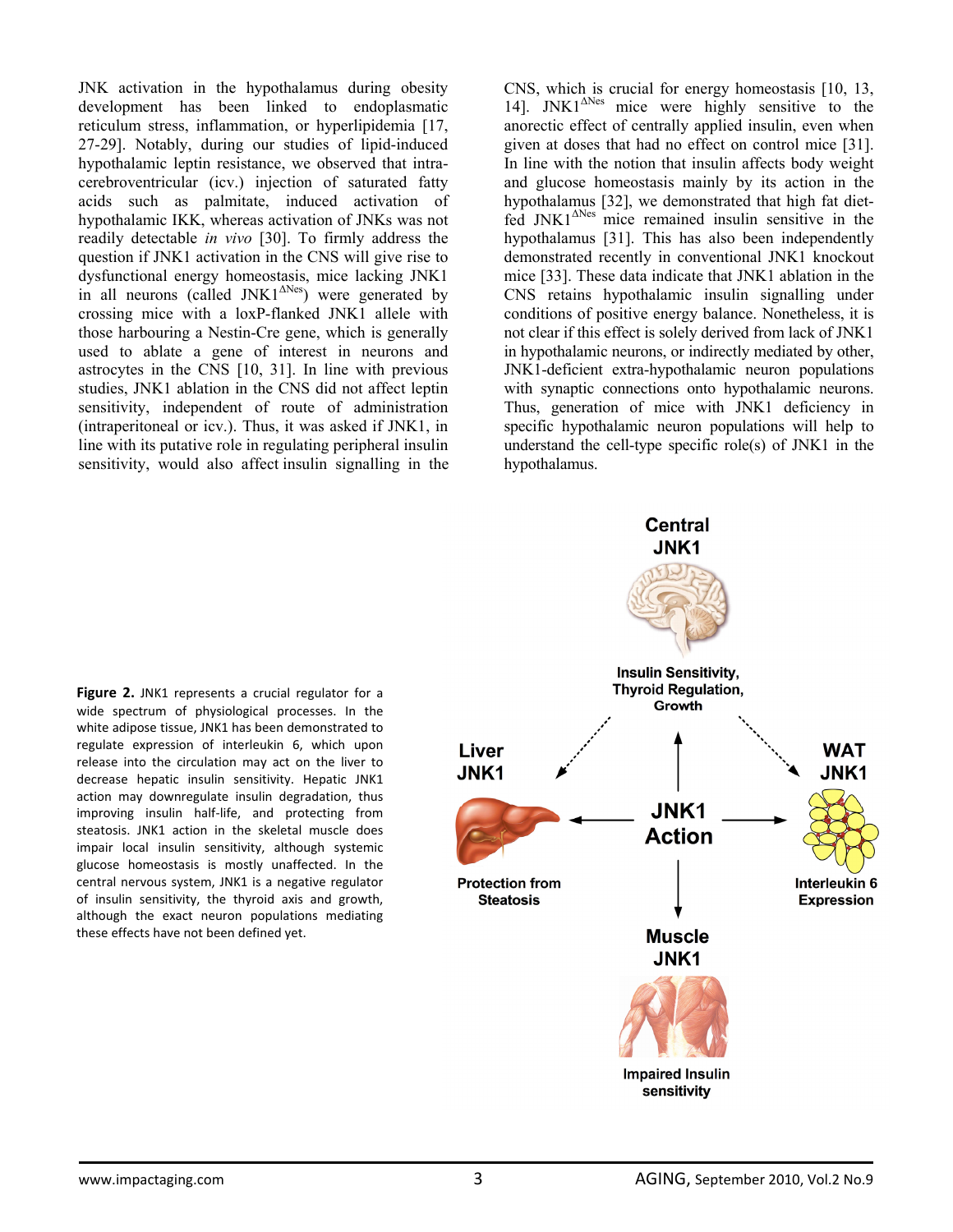JNK activation in the hypothalamus during obesity development has been linked to endoplasmatic reticulum stress, inflammation, or hyperlipidemia [17, 27-29]. Notably, during our studies of lipid-induced hypothalamic leptin resistance, we observed that intra-cerebroventricular (icv.) injection of saturated fatty acids such as palmitate, induced activation of hypothalamic IKK, whereas activation of JNKs was not readily detectable *in vivo* [30]. To firmly address the question if JNK1 activation in the CNS will give rise to dysfunctional energy homeostasis, mice lacking JNK1 in all neurons (called JNK1$^{\Delta Nes}$) were generated by crossing mice with a loxP-flanked JNK1 allele with those harbouring a Nestin-Cre gene, which is generally used to ablate a gene of interest in neurons and astrocytes in the CNS [10, 31]. In line with previous studies, JNK1 ablation in the CNS did not affect leptin sensitivity, independent of route of administration (intraperitoneal or icv.). Thus, it was asked if JNK1, in line with its putative role in regulating peripheral insulin sensitivity, would also affect insulin signalling in the CNS, which is crucial for energy homeostasis [10, 13, 14]. JNK1$^{\Delta Nes}$ mice were highly sensitive to the anorectic effect of centrally applied insulin, even when given at doses that had no effect on control mice [31]. In line with the notion that insulin affects body weight and glucose homeostasis mainly by its action in the hypothalamus [32], we demonstrated that high fat diet-fed JNK1$^{\Delta Nes}$ mice remained insulin sensitive in the hypothalamus [31]. This has also been independently demonstrated recently in conventional JNK1 knockout mice [33]. These data indicate that JNK1 ablation in the CNS retains hypothalamic insulin signalling under conditions of positive energy balance. Nonetheless, it is not clear if this effect is solely derived from lack of JNK1 in hypothalamic neurons, or indirectly mediated by other, JNK1-deficient extra-hypothalamic neuron populations with synaptic connections onto hypothalamic neurons. Thus, generation of mice with JNK1 deficiency in specific hypothalamic neuron populations will help to understand the cell-type specific role(s) of JNK1 in the hypothalamus.

Central JNK1

Insulin Sensitivity, Thyroid Regulation, Growth

Liver JNK1

WAT JNK1

JNK1 Action

Protection from Steatosis

Interleukin 6 Expression

Muscle JNK1

Impaired Insulin sensitivity

**Figure 2.** JNK1 represents a crucial regulator for a wide spectrum of physiological processes. In the white adipose tissue, JNK1 has been demonstrated to regulate expression of interleukin 6, which upon release into the circulation may act on the liver to decrease hepatic insulin sensitivity. Hepatic JNK1 action may downregulate insulin degradation, thus improving insulin half-life, and protecting from steatosis. JNK1 action in the skeletal muscle does impair local insulin sensitivity, although systemic glucose homeostasis is mostly unaffected. In the central nervous system, JNK1 is a negative regulator of insulin sensitivity, the thyroid axis and growth, although the exact neuron populations mediating these effects have not been defined yet.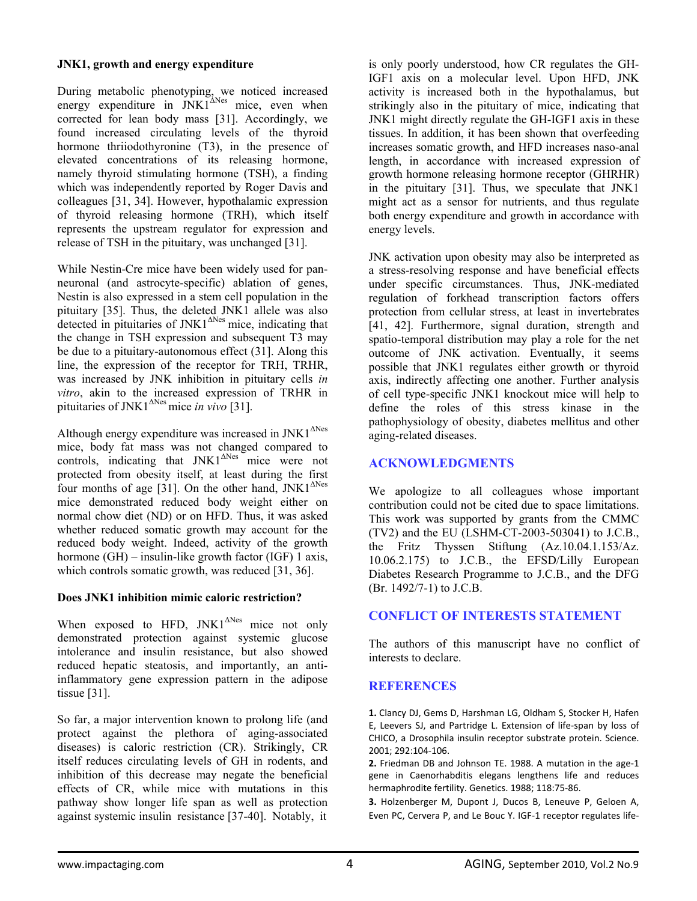### JNK1, growth and energy expenditure

During metabolic phenotyping, we noticed increased energy expenditure in JNK1$^{\Delta Nes}$ mice, even when corrected for lean body mass [31]. Accordingly, we found increased circulating levels of the thyroid hormone thriiodothyronine (T3), in the presence of elevated concentrations of its releasing hormone, namely thyroid stimulating hormone (TSH), a finding which was independently reported by Roger Davis and colleagues [31, 34]. However, hypothalamic expression of thyroid releasing hormone (TRH), which itself represents the upstream regulator for expression and release of TSH in the pituitary, was unchanged [31].

While Nestin-Cre mice have been widely used for pan-neuronal (and astrocyte-specific) ablation of genes, Nestin is also expressed in a stem cell population in the pituitary [35]. Thus, the deleted JNK1 allele was also detected in pituitaries of JNK1$^{\Delta Nes}$ mice, indicating that the change in TSH expression and subsequent T3 may be due to a pituitary-autonomous effect (31]. Along this line, the expression of the receptor for TRH, TRHR, was increased by JNK inhibition in pituitary cells *in vitro*, akin to the increased expression of TRHR in pituitaries of JNK1$^{\Delta Nes}$ mice *in vivo* [31].

Although energy expenditure was increased in JNK1$^{\Delta Nes}$ mice, body fat mass was not changed compared to controls, indicating that JNK1$^{\Delta Nes}$ mice were not protected from obesity itself, at least during the first four months of age [31]. On the other hand, JNK1$^{\Delta Nes}$ mice demonstrated reduced body weight either on normal chow diet (ND) or on HFD. Thus, it was asked whether reduced somatic growth may account for the reduced body weight. Indeed, activity of the growth hormone (GH) – insulin-like growth factor (IGF) 1 axis, which controls somatic growth, was reduced [31, 36].

### Does JNK1 inhibition mimic caloric restriction?

When exposed to HFD, JNK1$^{\Delta Nes}$ mice not only demonstrated protection against systemic glucose intolerance and insulin resistance, but also showed reduced hepatic steatosis, and importantly, an anti-inflammatory gene expression pattern in the adipose tissue [31].

So far, a major intervention known to prolong life (and protect against the plethora of aging-associated diseases) is caloric restriction (CR). Strikingly, CR itself reduces circulating levels of GH in rodents, and inhibition of this decrease may negate the beneficial effects of CR, while mice with mutations in this pathway show longer life span as well as protection against systemic insulin resistance [37-40]. Notably, it is only poorly understood, how CR regulates the GH-IGF1 axis on a molecular level. Upon HFD, JNK activity is increased both in the hypothalamus, but strikingly also in the pituitary of mice, indicating that JNK1 might directly regulate the GH-IGF1 axis in these tissues. In addition, it has been shown that overfeeding increases somatic growth, and HFD increases naso-anal length, in accordance with increased expression of growth hormone releasing hormone receptor (GHRHR) in the pituitary [31]. Thus, we speculate that JNK1 might act as a sensor for nutrients, and thus regulate both energy expenditure and growth in accordance with energy levels.

JNK activation upon obesity may also be interpreted as a stress-resolving response and have beneficial effects under specific circumstances. Thus, JNK-mediated regulation of forkhead transcription factors offers protection from cellular stress, at least in invertebrates [41, 42]. Furthermore, signal duration, strength and spatio-temporal distribution may play a role for the net outcome of JNK activation. Eventually, it seems possible that JNK1 regulates either growth or thyroid axis, indirectly affecting one another. Further analysis of cell type-specific JNK1 knockout mice will help to define the roles of this stress kinase in the pathophysiology of obesity, diabetes mellitus and other aging-related diseases.

## ACKNOWLEDGMENTS

We apologize to all colleagues whose important contribution could not be cited due to space limitations. This work was supported by grants from the CMMC (TV2) and the EU (LSHM-CT-2003-503041) to J.C.B., the Fritz Thyssen Stiftung (Az.10.04.1.153/Az. 10.06.2.175) to J.C.B., the EFSD/Lilly European Diabetes Research Programme to J.C.B., and the DFG (Br. 1492/7-1) to J.C.B.

## CONFLICT OF INTERESTS STATEMENT

The authors of this manuscript have no conflict of interests to declare.

## REFERENCES

**1.** Clancy DJ, Gems D, Harshman LG, Oldham S, Stocker H, Hafen E, Leevers SJ, and Partridge L. Extension of life-span by loss of CHICO, a Drosophila insulin receptor substrate protein. Science. 2001; 292:104-106.

**2.** Friedman DB and Johnson TE. 1988. A mutation in the age-1 gene in Caenorhabditis elegans lengthens life and reduces hermaphrodite fertility. Genetics. 1988; 118:75-86.

**3.** Holzenberger M, Dupont J, Ducos B, Leneuve P, Geloen A, Even PC, Cervera P, and Le Bouc Y. IGF-1 receptor regulates life-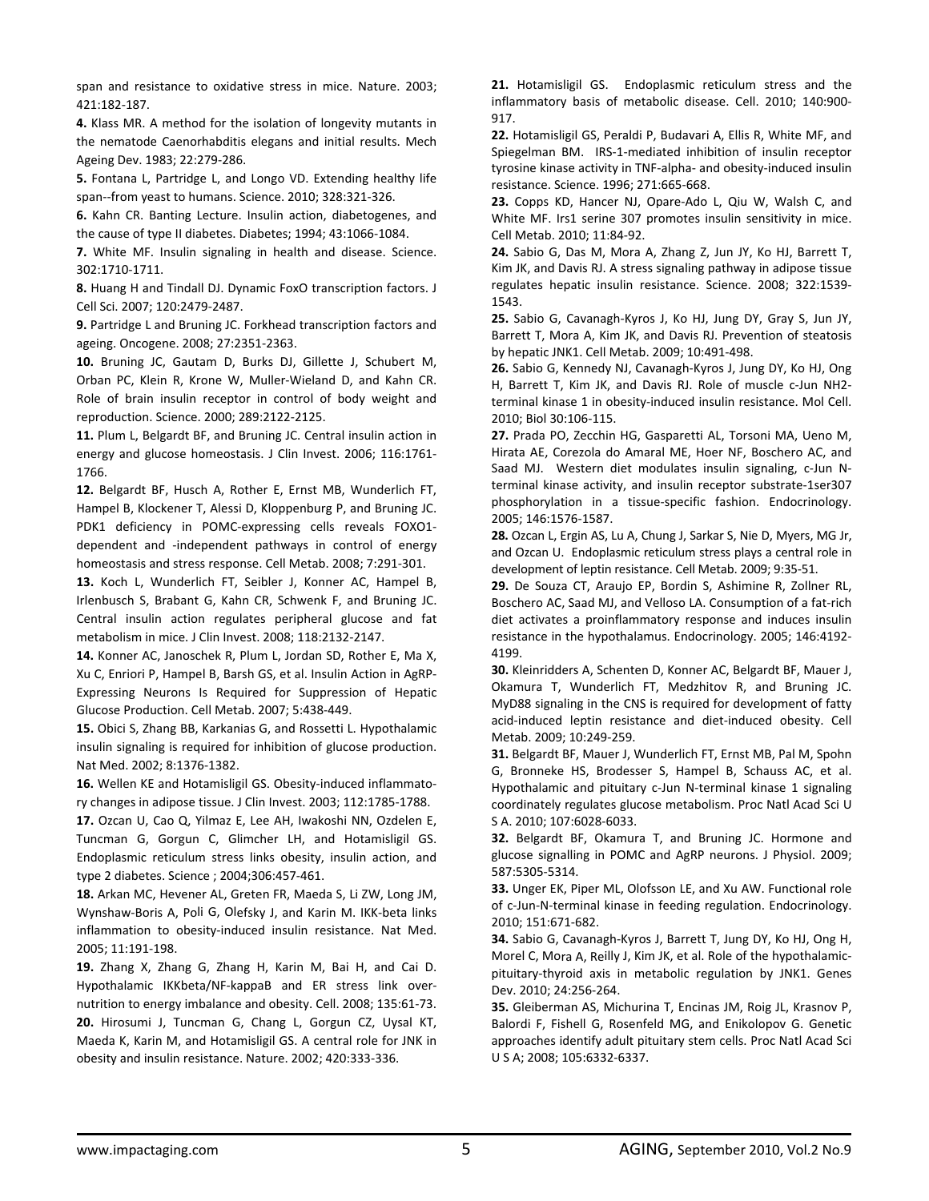span and resistance to oxidative stress in mice. Nature. 2003; 421:182-187.

**4.** Klass MR. A method for the isolation of longevity mutants in the nematode Caenorhabditis elegans and initial results. Mech Ageing Dev. 1983; 22:279-286.

**5.** Fontana L, Partridge L, and Longo VD. Extending healthy life span--from yeast to humans. Science. 2010; 328:321-326.

**6.** Kahn CR. Banting Lecture. Insulin action, diabetogenes, and the cause of type II diabetes. Diabetes; 1994; 43:1066-1084.

**7.** White MF. Insulin signaling in health and disease. Science. 302:1710-1711.

**8.** Huang H and Tindall DJ. Dynamic FoxO transcription factors. J Cell Sci. 2007; 120:2479-2487.

**9.** Partridge L and Bruning JC. Forkhead transcription factors and ageing. Oncogene. 2008; 27:2351-2363.

**10.** Bruning JC, Gautam D, Burks DJ, Gillette J, Schubert M, Orban PC, Klein R, Krone W, Muller-Wieland D, and Kahn CR. Role of brain insulin receptor in control of body weight and reproduction. Science. 2000; 289:2122-2125.

**11.** Plum L, Belgardt BF, and Bruning JC. Central insulin action in energy and glucose homeostasis. J Clin Invest. 2006; 116:1761-1766.

**12.** Belgardt BF, Husch A, Rother E, Ernst MB, Wunderlich FT, Hampel B, Klockener T, Alessi D, Kloppenburg P, and Bruning JC. PDK1 deficiency in POMC-expressing cells reveals FOXO1-dependent and -independent pathways in control of energy homeostasis and stress response. Cell Metab. 2008; 7:291-301.

**13.** Koch L, Wunderlich FT, Seibler J, Konner AC, Hampel B, Irlenbusch S, Brabant G, Kahn CR, Schwenk F, and Bruning JC. Central insulin action regulates peripheral glucose and fat metabolism in mice. J Clin Invest. 2008; 118:2132-2147.

**14.** Konner AC, Janoschek R, Plum L, Jordan SD, Rother E, Ma X, Xu C, Enriori P, Hampel B, Barsh GS, et al. Insulin Action in AgRP-Expressing Neurons Is Required for Suppression of Hepatic Glucose Production. Cell Metab. 2007; 5:438-449.

**15.** Obici S, Zhang BB, Karkanias G, and Rossetti L. Hypothalamic insulin signaling is required for inhibition of glucose production. Nat Med. 2002; 8:1376-1382.

**16.** Wellen KE and Hotamisligil GS. Obesity-induced inflammatory changes in adipose tissue. J Clin Invest. 2003; 112:1785-1788.

**17.** Ozcan U, Cao Q, Yilmaz E, Lee AH, Iwakoshi NN, Ozdelen E, Tuncman G, Gorgun C, Glimcher LH, and Hotamisligil GS. Endoplasmic reticulum stress links obesity, insulin action, and type 2 diabetes. Science ; 2004;306:457-461.

**18.** Arkan MC, Hevener AL, Greten FR, Maeda S, Li ZW, Long JM, Wynshaw-Boris A, Poli G, Olefsky J, and Karin M. IKK-beta links inflammation to obesity-induced insulin resistance. Nat Med. 2005; 11:191-198.

**19.** Zhang X, Zhang G, Zhang H, Karin M, Bai H, and Cai D. Hypothalamic IKKbeta/NF-kappaB and ER stress link over-nutrition to energy imbalance and obesity. Cell. 2008; 135:61-73.

**20.** Hirosumi J, Tuncman G, Chang L, Gorgun CZ, Uysal KT, Maeda K, Karin M, and Hotamisligil GS. A central role for JNK in obesity and insulin resistance. Nature. 2002; 420:333-336.

**21.** Hotamisligil GS. Endoplasmic reticulum stress and the inflammatory basis of metabolic disease. Cell. 2010; 140:900-917.

**22.** Hotamisligil GS, Peraldi P, Budavari A, Ellis R, White MF, and Spiegelman BM. IRS-1-mediated inhibition of insulin receptor tyrosine kinase activity in TNF-alpha- and obesity-induced insulin resistance. Science. 1996; 271:665-668.

**23.** Copps KD, Hancer NJ, Opare-Ado L, Qiu W, Walsh C, and White MF. Irs1 serine 307 promotes insulin sensitivity in mice. Cell Metab. 2010; 11:84-92.

**24.** Sabio G, Das M, Mora A, Zhang Z, Jun JY, Ko HJ, Barrett T, Kim JK, and Davis RJ. A stress signaling pathway in adipose tissue regulates hepatic insulin resistance. Science. 2008; 322:1539-1543.

**25.** Sabio G, Cavanagh-Kyros J, Ko HJ, Jung DY, Gray S, Jun JY, Barrett T, Mora A, Kim JK, and Davis RJ. Prevention of steatosis by hepatic JNK1. Cell Metab. 2009; 10:491-498.

**26.** Sabio G, Kennedy NJ, Cavanagh-Kyros J, Jung DY, Ko HJ, Ong H, Barrett T, Kim JK, and Davis RJ. Role of muscle c-Jun NH2-terminal kinase 1 in obesity-induced insulin resistance. Mol Cell. 2010; Biol 30:106-115.

**27.** Prada PO, Zecchin HG, Gasparetti AL, Torsoni MA, Ueno M, Hirata AE, Corezola do Amaral ME, Hoer NF, Boschero AC, and Saad MJ. Western diet modulates insulin signaling, c-Jun N-terminal kinase activity, and insulin receptor substrate-1ser307 phosphorylation in a tissue-specific fashion. Endocrinology. 2005; 146:1576-1587.

**28.** Ozcan L, Ergin AS, Lu A, Chung J, Sarkar S, Nie D, Myers, MG Jr, and Ozcan U. Endoplasmic reticulum stress plays a central role in development of leptin resistance. Cell Metab. 2009; 9:35-51.

**29.** De Souza CT, Araujo EP, Bordin S, Ashimine R, Zollner RL, Boschero AC, Saad MJ, and Velloso LA. Consumption of a fat-rich diet activates a proinflammatory response and induces insulin resistance in the hypothalamus. Endocrinology. 2005; 146:4192-4199.

**30.** Kleinridders A, Schenten D, Konner AC, Belgardt BF, Mauer J, Okamura T, Wunderlich FT, Medzhitov R, and Bruning JC. MyD88 signaling in the CNS is required for development of fatty acid-induced leptin resistance and diet-induced obesity. Cell Metab. 2009; 10:249-259.

**31.** Belgardt BF, Mauer J, Wunderlich FT, Ernst MB, Pal M, Spohn G, Bronneke HS, Brodesser S, Hampel B, Schauss AC, et al. Hypothalamic and pituitary c-Jun N-terminal kinase 1 signaling coordinately regulates glucose metabolism. Proc Natl Acad Sci U S A. 2010; 107:6028-6033.

**32.** Belgardt BF, Okamura T, and Bruning JC. Hormone and glucose signalling in POMC and AgRP neurons. J Physiol. 2009; 587:5305-5314.

**33.** Unger EK, Piper ML, Olofsson LE, and Xu AW. Functional role of c-Jun-N-terminal kinase in feeding regulation. Endocrinology. 2010; 151:671-682.

**34.** Sabio G, Cavanagh-Kyros J, Barrett T, Jung DY, Ko HJ, Ong H, Morel C, Mora A, Reilly J, Kim JK, et al. Role of the hypothalamic-pituitary-thyroid axis in metabolic regulation by JNK1. Genes Dev. 2010; 24:256-264.

**35.** Gleiberman AS, Michurina T, Encinas JM, Roig JL, Krasnov P, Balordi F, Fishell G, Rosenfeld MG, and Enikolopov G. Genetic approaches identify adult pituitary stem cells. Proc Natl Acad Sci U S A; 2008; 105:6332-6337.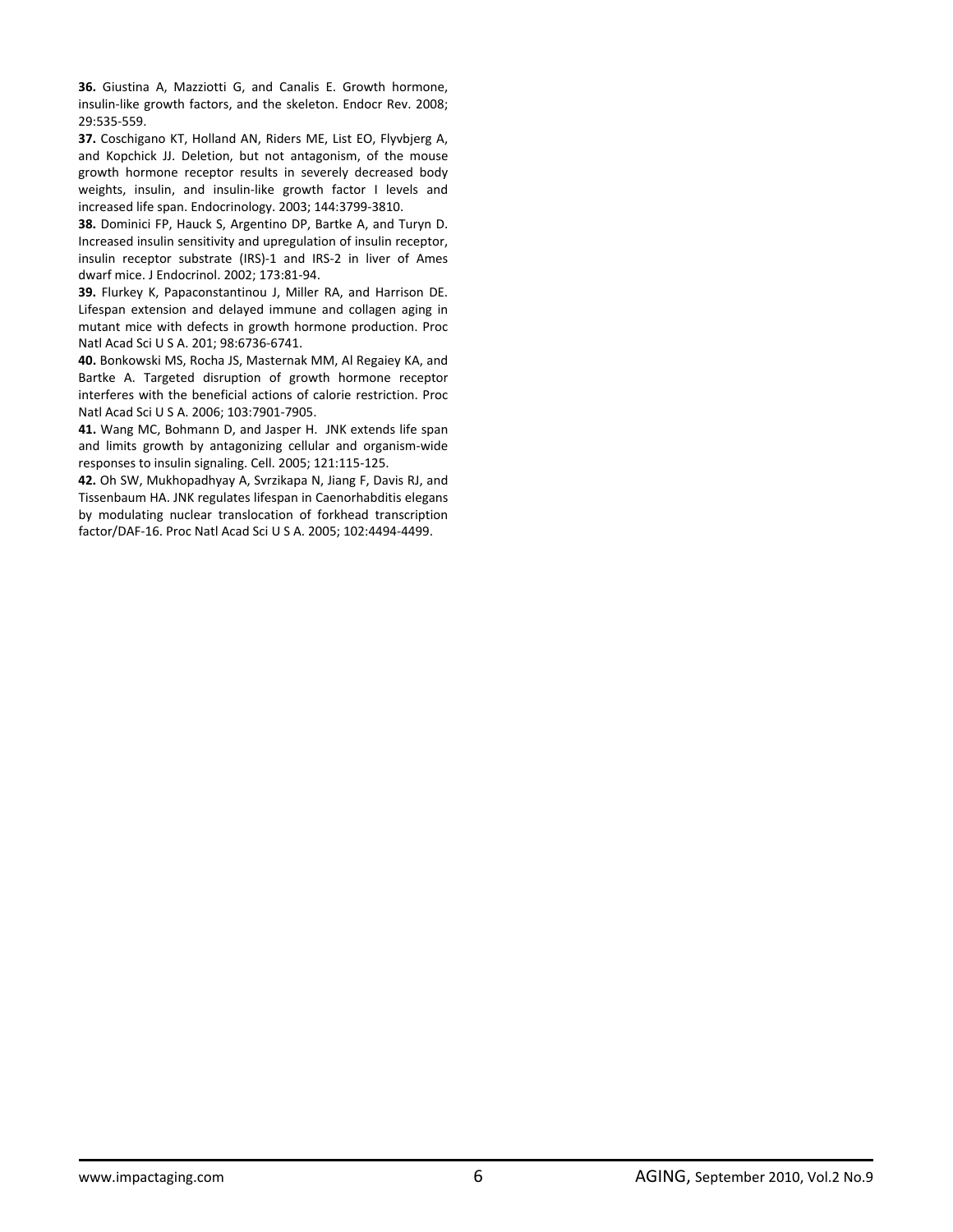**36.** Giustina A, Mazziotti G, and Canalis E. Growth hormone, insulin-like growth factors, and the skeleton. Endocr Rev. 2008; 29:535-559.

**37.** Coschigano KT, Holland AN, Riders ME, List EO, Flyvbjerg A, and Kopchick JJ. Deletion, but not antagonism, of the mouse growth hormone receptor results in severely decreased body weights, insulin, and insulin-like growth factor I levels and increased life span. Endocrinology. 2003; 144:3799-3810.

**38.** Dominici FP, Hauck S, Argentino DP, Bartke A, and Turyn D. Increased insulin sensitivity and upregulation of insulin receptor, insulin receptor substrate (IRS)-1 and IRS-2 in liver of Ames dwarf mice. J Endocrinol. 2002; 173:81-94.

**39.** Flurkey K, Papaconstantinou J, Miller RA, and Harrison DE. Lifespan extension and delayed immune and collagen aging in mutant mice with defects in growth hormone production. Proc Natl Acad Sci U S A. 201; 98:6736-6741.

**40.** Bonkowski MS, Rocha JS, Masternak MM, Al Regaiey KA, and Bartke A. Targeted disruption of growth hormone receptor interferes with the beneficial actions of calorie restriction. Proc Natl Acad Sci U S A. 2006; 103:7901-7905.

**41.** Wang MC, Bohmann D, and Jasper H. JNK extends life span and limits growth by antagonizing cellular and organism-wide responses to insulin signaling. Cell. 2005; 121:115-125.

**42.** Oh SW, Mukhopadhyay A, Svrzikapa N, Jiang F, Davis RJ, and Tissenbaum HA. JNK regulates lifespan in Caenorhabditis elegans by modulating nuclear translocation of forkhead transcription factor/DAF-16. Proc Natl Acad Sci U S A. 2005; 102:4494-4499.